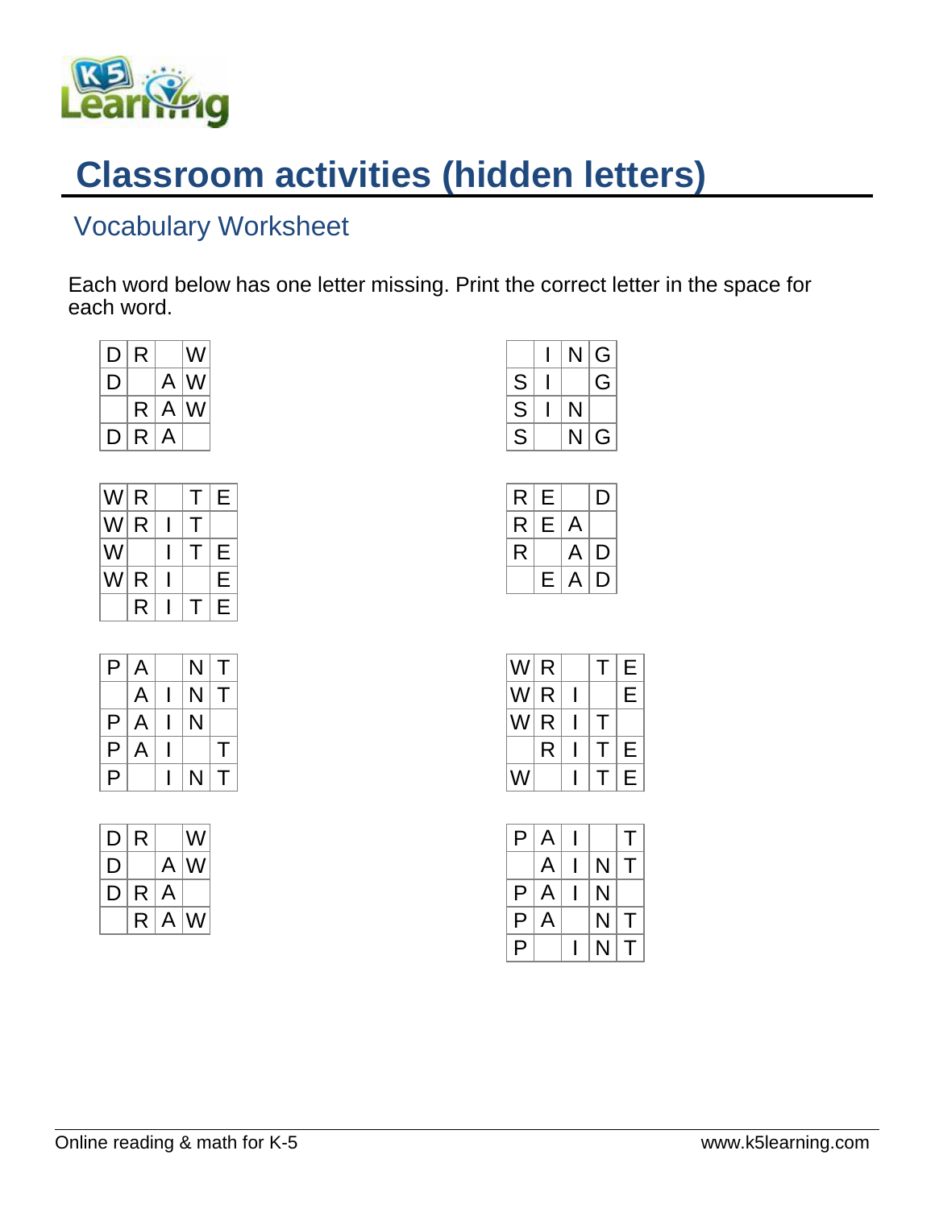# Classroom activities (hidden letters)

## Vocabulary Worksheet

Each word below has one letter missing. Print the correct letter in the space for each word.

| D | R |  | W |
|---|---|---|---|
| D |  | A | W |
|  | R | A | W |
| D | R | A |  |

|  | I | N | G |
|---|---|---|---|
| S | I |  | G |
| S | I | N |  |
| S |  | N | G |

| W | R |  | T | E |
|---|---|---|---|---|
| W | R | I | T |  |
| W |  | I | T | E |
| W | R | I |  | E |
|  | R | I | T | E |

| R | E |  | D |
|---|---|---|---|
| R | E | A |  |
| R |  | A | D |
|  | E | A | D |

| P | A |  | N | T |
|---|---|---|---|---|
|  | A | I | N | T |
| P | A | I | N |  |
| P | A | I |  | T |
| P |  | I | N | T |

| W | R |  | T | E |
|---|---|---|---|---|
| W | R | I |  | E |
| W | R | I | T |  |
|  | R | I | T | E |
| W |  | I | T | E |

| D | R |  | W |
|---|---|---|---|
| D |  | A | W |
| D | R | A |  |
|  | R | A | W |

| P | A | I |  | T |
|---|---|---|---|---|
|  | A | I | N | T |
| P | A | I | N |  |
| P | A |  | N | T |
| P |  | I | N | T |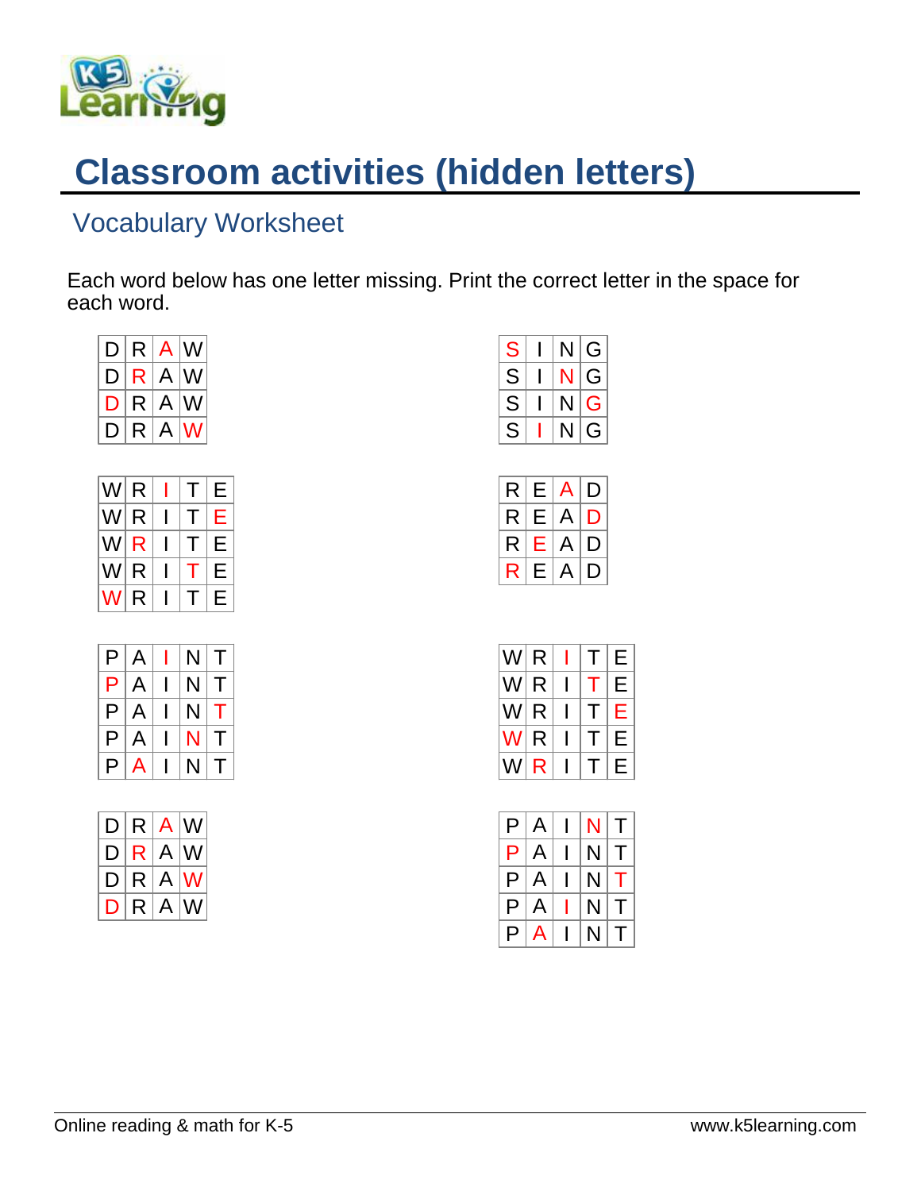# Classroom activities (hidden letters)

## Vocabulary Worksheet

Each word below has one letter missing. Print the correct letter in the space for each word.

| | | | |
|---|---|---|---|
| D | R | A | W |
| D | R | A | W |
| D | R | A | W |
| D | R | A | W |

| | | | |
|---|---|---|---|
| S | I | N | G |
| S | I | N | G |
| S | I | N | G |
| S | I | N | G |

| | | | | |
|---|---|---|---|---|
| W | R | I | T | E |
| W | R | I | T | E |
| W | R | I | T | E |
| W | R | I | T | E |
| W | R | I | T | E |

| | | | |
|---|---|---|---|
| R | E | A | D |
| R | E | A | D |
| R | E | A | D |
| R | E | A | D |

| | | | | |
|---|---|---|---|---|
| P | A | I | N | T |
| P | A | I | N | T |
| P | A | I | N | T |
| P | A | I | N | T |
| P | A | I | N | T |

| | | | | |
|---|---|---|---|---|
| W | R | I | T | E |
| W | R | I | T | E |
| W | R | I | T | E |
| W | R | I | T | E |
| W | R | I | T | E |

| | | | |
|---|---|---|---|
| D | R | A | W |
| D | R | A | W |
| D | R | A | W |
| D | R | A | W |

| | | | | |
|---|---|---|---|---|
| P | A | I | N | T |
| P | A | I | N | T |
| P | A | I | N | T |
| P | A | I | N | T |
| P | A | I | N | T |